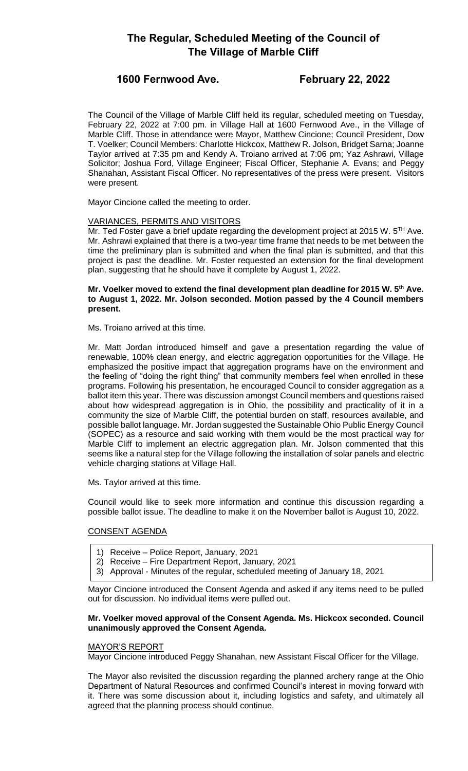# The Regular, Scheduled Meeting of the Council of The Village of Marble Cliff

## 1600 Fernwood Ave. February 22, 2022

The Council of the Village of Marble Cliff held its regular, scheduled meeting on Tuesday, February 22, 2022 at 7:00 pm. in Village Hall at 1600 Fernwood Ave., in the Village of Marble Cliff. Those in attendance were Mayor, Matthew Cincione; Council President, Dow T. Voelker; Council Members: Charlotte Hickcox, Matthew R. Jolson, Bridget Sarna; Joanne Taylor arrived at 7:35 pm and Kendy A. Troiano arrived at 7:06 pm; Yaz Ashrawi, Village Solicitor; Joshua Ford, Village Engineer; Fiscal Officer, Stephanie A. Evans; and Peggy Shanahan, Assistant Fiscal Officer. No representatives of the press were present. Visitors were present.

Mayor Cincione called the meeting to order.

VARIANCES, PERMITS AND VISITORS

Mr. Ted Foster gave a brief update regarding the development project at 2015 W. 5TH Ave. Mr. Ashrawi explained that there is a two-year time frame that needs to be met between the time the preliminary plan is submitted and when the final plan is submitted, and that this project is past the deadline. Mr. Foster requested an extension for the final development plan, suggesting that he should have it complete by August 1, 2022.

**Mr. Voelker moved to extend the final development plan deadline for 2015 W. 5th Ave. to August 1, 2022. Mr. Jolson seconded. Motion passed by the 4 Council members present.**

Ms. Troiano arrived at this time.

Mr. Matt Jordan introduced himself and gave a presentation regarding the value of renewable, 100% clean energy, and electric aggregation opportunities for the Village. He emphasized the positive impact that aggregation programs have on the environment and the feeling of "doing the right thing" that community members feel when enrolled in these programs. Following his presentation, he encouraged Council to consider aggregation as a ballot item this year. There was discussion amongst Council members and questions raised about how widespread aggregation is in Ohio, the possibility and practicality of it in a community the size of Marble Cliff, the potential burden on staff, resources available, and possible ballot language. Mr. Jordan suggested the Sustainable Ohio Public Energy Council (SOPEC) as a resource and said working with them would be the most practical way for Marble Cliff to implement an electric aggregation plan. Mr. Jolson commented that this seems like a natural step for the Village following the installation of solar panels and electric vehicle charging stations at Village Hall.

Ms. Taylor arrived at this time.

Council would like to seek more information and continue this discussion regarding a possible ballot issue. The deadline to make it on the November ballot is August 10, 2022.

CONSENT AGENDA

1) Receive – Police Report, January, 2021
2) Receive – Fire Department Report, January, 2021
3) Approval - Minutes of the regular, scheduled meeting of January 18, 2021

Mayor Cincione introduced the Consent Agenda and asked if any items need to be pulled out for discussion. No individual items were pulled out.

**Mr. Voelker moved approval of the Consent Agenda. Ms. Hickcox seconded. Council unanimously approved the Consent Agenda.**

MAYOR'S REPORT

Mayor Cincione introduced Peggy Shanahan, new Assistant Fiscal Officer for the Village.

The Mayor also revisited the discussion regarding the planned archery range at the Ohio Department of Natural Resources and confirmed Council's interest in moving forward with it. There was some discussion about it, including logistics and safety, and ultimately all agreed that the planning process should continue.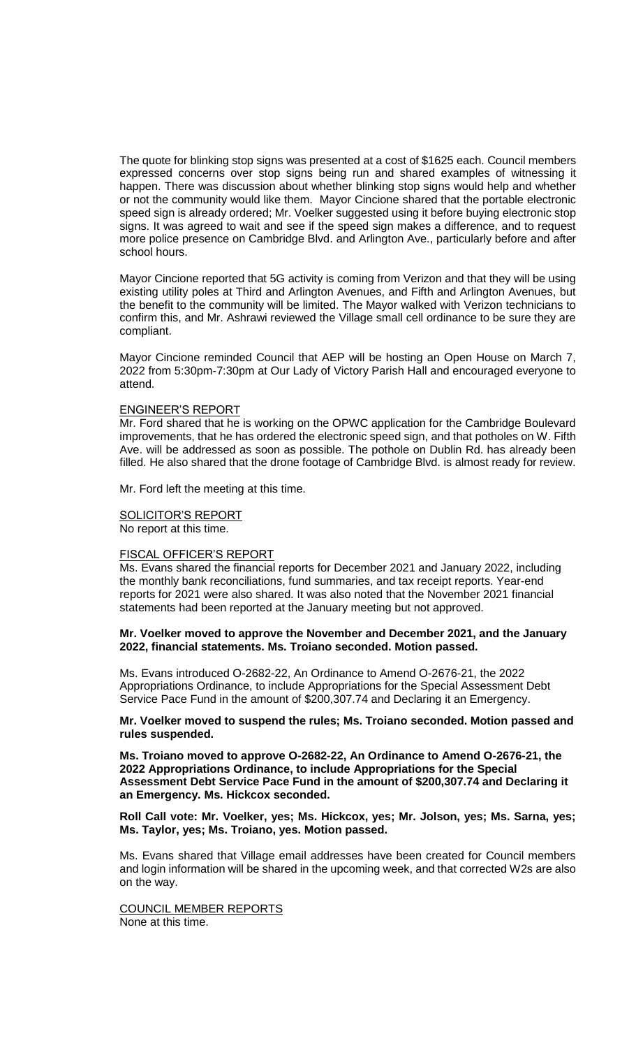The quote for blinking stop signs was presented at a cost of $1625 each. Council members expressed concerns over stop signs being run and shared examples of witnessing it happen. There was discussion about whether blinking stop signs would help and whether or not the community would like them. Mayor Cincione shared that the portable electronic speed sign is already ordered; Mr. Voelker suggested using it before buying electronic stop signs. It was agreed to wait and see if the speed sign makes a difference, and to request more police presence on Cambridge Blvd. and Arlington Ave., particularly before and after school hours.

Mayor Cincione reported that 5G activity is coming from Verizon and that they will be using existing utility poles at Third and Arlington Avenues, and Fifth and Arlington Avenues, but the benefit to the community will be limited. The Mayor walked with Verizon technicians to confirm this, and Mr. Ashrawi reviewed the Village small cell ordinance to be sure they are compliant.

Mayor Cincione reminded Council that AEP will be hosting an Open House on March 7, 2022 from 5:30pm-7:30pm at Our Lady of Victory Parish Hall and encouraged everyone to attend.

ENGINEER'S REPORT

Mr. Ford shared that he is working on the OPWC application for the Cambridge Boulevard improvements, that he has ordered the electronic speed sign, and that potholes on W. Fifth Ave. will be addressed as soon as possible. The pothole on Dublin Rd. has already been filled. He also shared that the drone footage of Cambridge Blvd. is almost ready for review.

Mr. Ford left the meeting at this time.

SOLICITOR'S REPORT

No report at this time.

FISCAL OFFICER'S REPORT

Ms. Evans shared the financial reports for December 2021 and January 2022, including the monthly bank reconciliations, fund summaries, and tax receipt reports. Year-end reports for 2021 were also shared. It was also noted that the November 2021 financial statements had been reported at the January meeting but not approved.

**Mr. Voelker moved to approve the November and December 2021, and the January 2022, financial statements. Ms. Troiano seconded. Motion passed.**

Ms. Evans introduced O-2682-22, An Ordinance to Amend O-2676-21, the 2022 Appropriations Ordinance, to include Appropriations for the Special Assessment Debt Service Pace Fund in the amount of $200,307.74 and Declaring it an Emergency.

**Mr. Voelker moved to suspend the rules; Ms. Troiano seconded. Motion passed and rules suspended.**

**Ms. Troiano moved to approve O-2682-22, An Ordinance to Amend O-2676-21, the 2022 Appropriations Ordinance, to include Appropriations for the Special Assessment Debt Service Pace Fund in the amount of $200,307.74 and Declaring it an Emergency. Ms. Hickcox seconded.**

**Roll Call vote: Mr. Voelker, yes; Ms. Hickcox, yes; Mr. Jolson, yes; Ms. Sarna, yes; Ms. Taylor, yes; Ms. Troiano, yes. Motion passed.**

Ms. Evans shared that Village email addresses have been created for Council members and login information will be shared in the upcoming week, and that corrected W2s are also on the way.

COUNCIL MEMBER REPORTS

None at this time.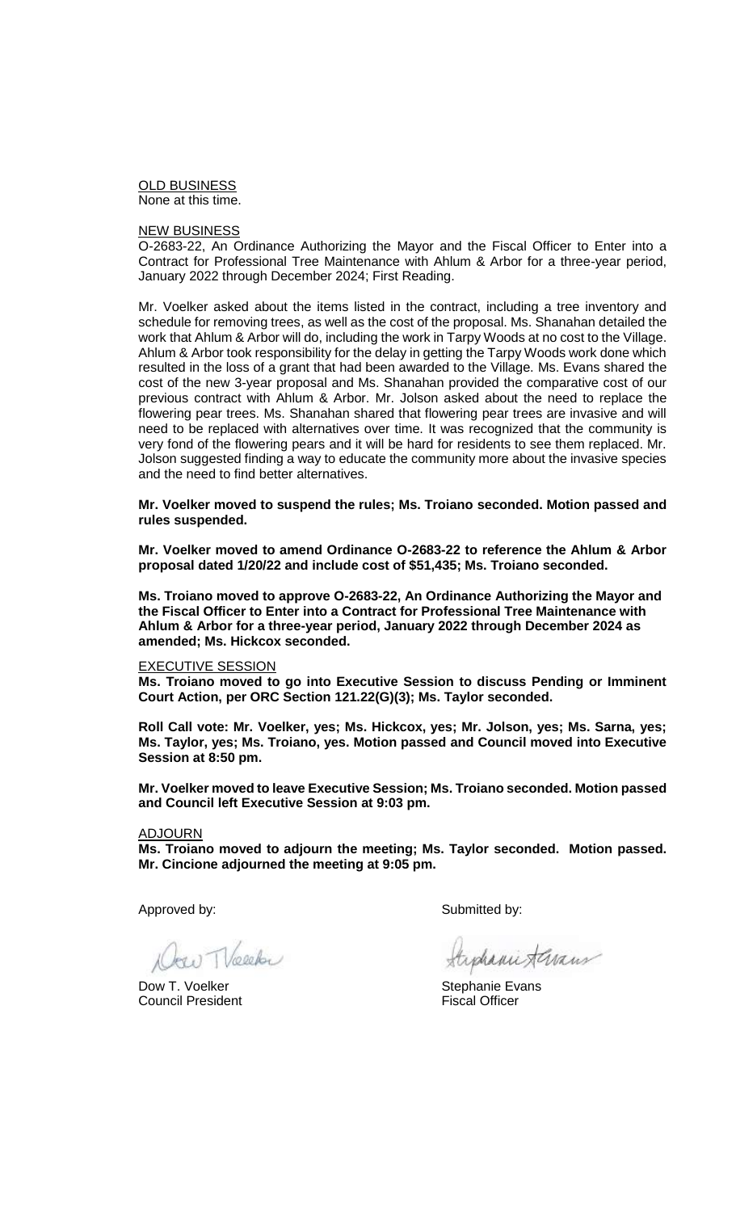OLD BUSINESS
None at this time.

NEW BUSINESS
O-2683-22, An Ordinance Authorizing the Mayor and the Fiscal Officer to Enter into a Contract for Professional Tree Maintenance with Ahlum & Arbor for a three-year period, January 2022 through December 2024; First Reading.

Mr. Voelker asked about the items listed in the contract, including a tree inventory and schedule for removing trees, as well as the cost of the proposal. Ms. Shanahan detailed the work that Ahlum & Arbor will do, including the work in Tarpy Woods at no cost to the Village. Ahlum & Arbor took responsibility for the delay in getting the Tarpy Woods work done which resulted in the loss of a grant that had been awarded to the Village. Ms. Evans shared the cost of the new 3-year proposal and Ms. Shanahan provided the comparative cost of our previous contract with Ahlum & Arbor. Mr. Jolson asked about the need to replace the flowering pear trees. Ms. Shanahan shared that flowering pear trees are invasive and will need to be replaced with alternatives over time. It was recognized that the community is very fond of the flowering pears and it will be hard for residents to see them replaced. Mr. Jolson suggested finding a way to educate the community more about the invasive species and the need to find better alternatives.

**Mr. Voelker moved to suspend the rules; Ms. Troiano seconded. Motion passed and rules suspended.**

**Mr. Voelker moved to amend Ordinance O-2683-22 to reference the Ahlum & Arbor proposal dated 1/20/22 and include cost of $51,435; Ms. Troiano seconded.**

**Ms. Troiano moved to approve O-2683-22, An Ordinance Authorizing the Mayor and the Fiscal Officer to Enter into a Contract for Professional Tree Maintenance with Ahlum & Arbor for a three-year period, January 2022 through December 2024 as amended; Ms. Hickcox seconded.**

EXECUTIVE SESSION
**Ms. Troiano moved to go into Executive Session to discuss Pending or Imminent Court Action, per ORC Section 121.22(G)(3); Ms. Taylor seconded.**

**Roll Call vote: Mr. Voelker, yes; Ms. Hickcox, yes; Mr. Jolson, yes; Ms. Sarna, yes; Ms. Taylor, yes; Ms. Troiano, yes. Motion passed and Council moved into Executive Session at 8:50 pm.**

**Mr. Voelker moved to leave Executive Session; Ms. Troiano seconded. Motion passed and Council left Executive Session at 9:03 pm.**

ADJOURN
**Ms. Troiano moved to adjourn the meeting; Ms. Taylor seconded. Motion passed. Mr. Cincione adjourned the meeting at 9:05 pm.**

Approved by:

Dow T. Voelker
Council President

Submitted by:

Stephanie Evans
Fiscal Officer